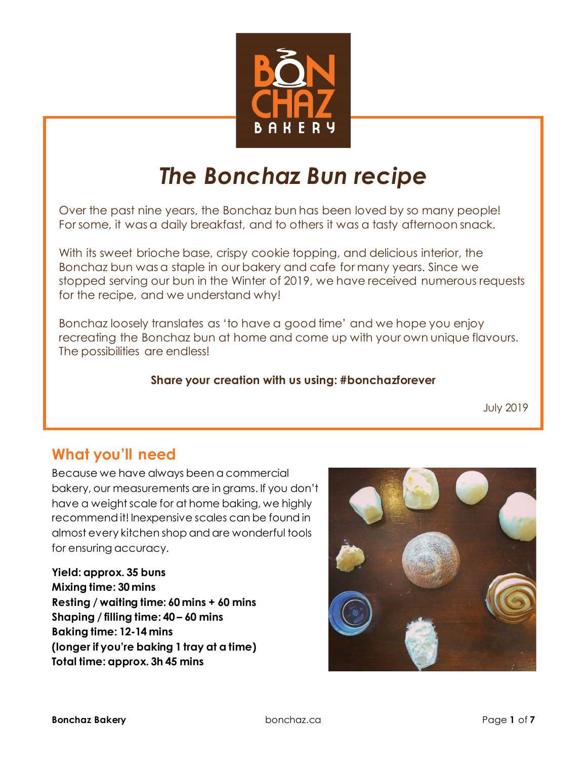# *The Bonchaz Bun recipe*

Over the past nine years, the Bonchaz bun has been loved by so many people! For some, it was a daily breakfast, and to others it was a tasty afternoon snack.

With its sweet brioche base, crispy cookie topping, and delicious interior, the Bonchaz bun was a staple in our bakery and cafe for many years. Since we stopped serving our bun in the Winter of 2019, we have received numerous requests for the recipe, and we understand why!

Bonchaz loosely translates as 'to have a good time' and we hope you enjoy recreating the Bonchaz bun at home and come up with your own unique flavours. The possibilities are endless!

**Share your creation with us using: #bonchazforever**

July 2019

## What you'll need

Because we have always been a commercial bakery, our measurements are in grams. If you don't have a weight scale for at home baking, we highly recommend it! Inexpensive scales can be found in almost every kitchen shop and are wonderful tools for ensuring accuracy.

**Yield: approx. 35 buns**
**Mixing time: 30 mins**
**Resting / waiting time: 60 mins + 60 mins**
**Shaping / filling time: 40 – 60 mins**
**Baking time: 12-14 mins**
**(longer if you're baking 1 tray at a time)**
**Total time: approx. 3h 45 mins**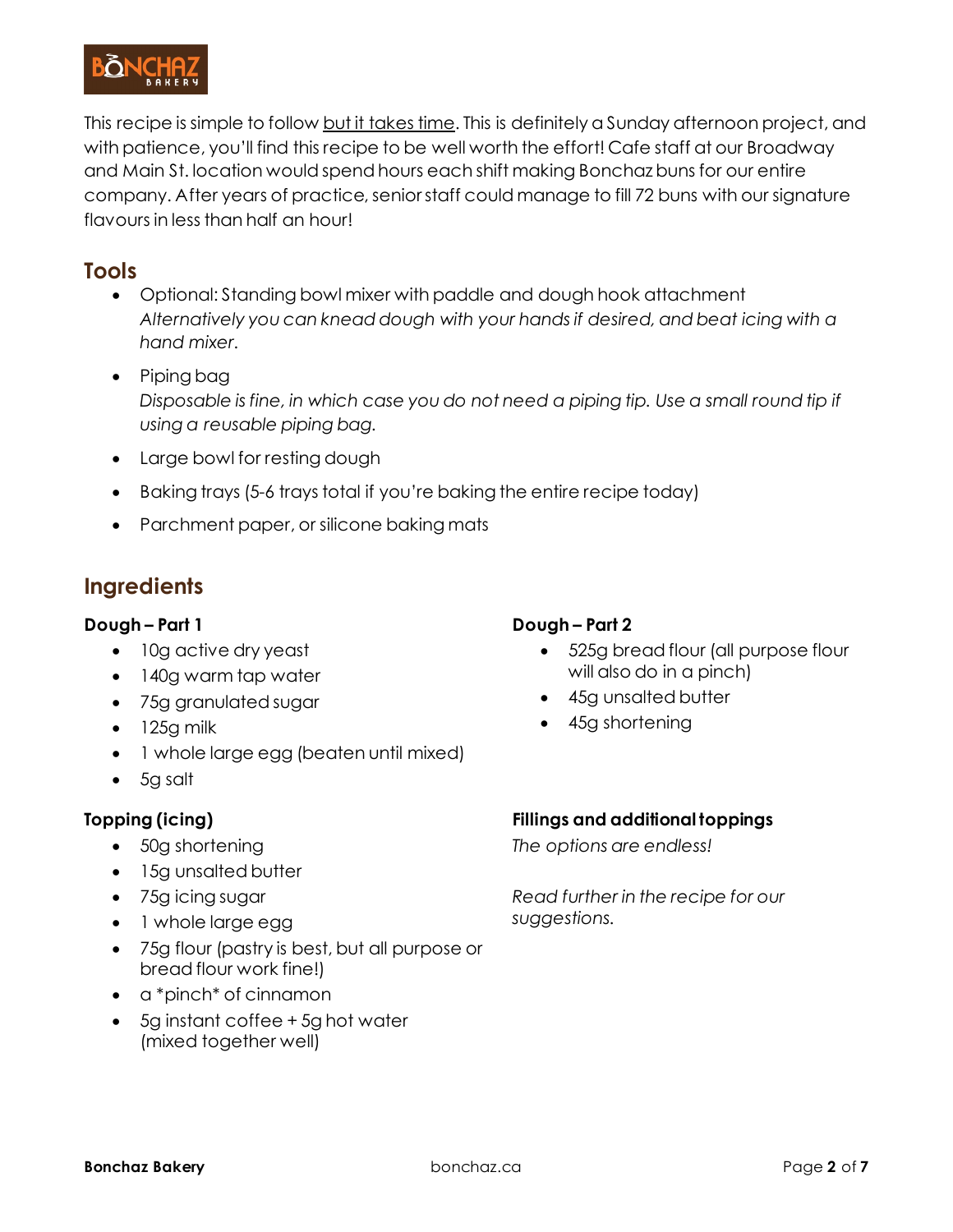This recipe is simple to follow <u>but it takes time</u>. This is definitely a Sunday afternoon project, and with patience, you'll find this recipe to be well worth the effort! Cafe staff at our Broadway and Main St. location would spend hours each shift making Bonchaz buns for our entire company. After years of practice, senior staff could manage to fill 72 buns with our signature flavours in less than half an hour!

## Tools

- Optional: Standing bowl mixer with paddle and dough hook attachment
  *Alternatively you can knead dough with your hands if desired, and beat icing with a hand mixer.*
- Piping bag
  *Disposable is fine, in which case you do not need a piping tip. Use a small round tip if using a reusable piping bag.*
- Large bowl for resting dough
- Baking trays (5-6 trays total if you're baking the entire recipe today)
- Parchment paper, or silicone baking mats

## Ingredients

### Dough – Part 1

- 10g active dry yeast
- 140g warm tap water
- 75g granulated sugar
- 125g milk
- 1 whole large egg (beaten until mixed)
- 5g salt

### Dough – Part 2

- 525g bread flour (all purpose flour will also do in a pinch)
- 45g unsalted butter
- 45g shortening

### Topping (icing)

- 50g shortening
- 15g unsalted butter
- 75g icing sugar
- 1 whole large egg
- 75g flour (pastry is best, but all purpose or bread flour work fine!)
- a *pinch* of cinnamon
- 5g instant coffee + 5g hot water (mixed together well)

### Fillings and additional toppings

*The options are endless!*

*Read further in the recipe for our suggestions.*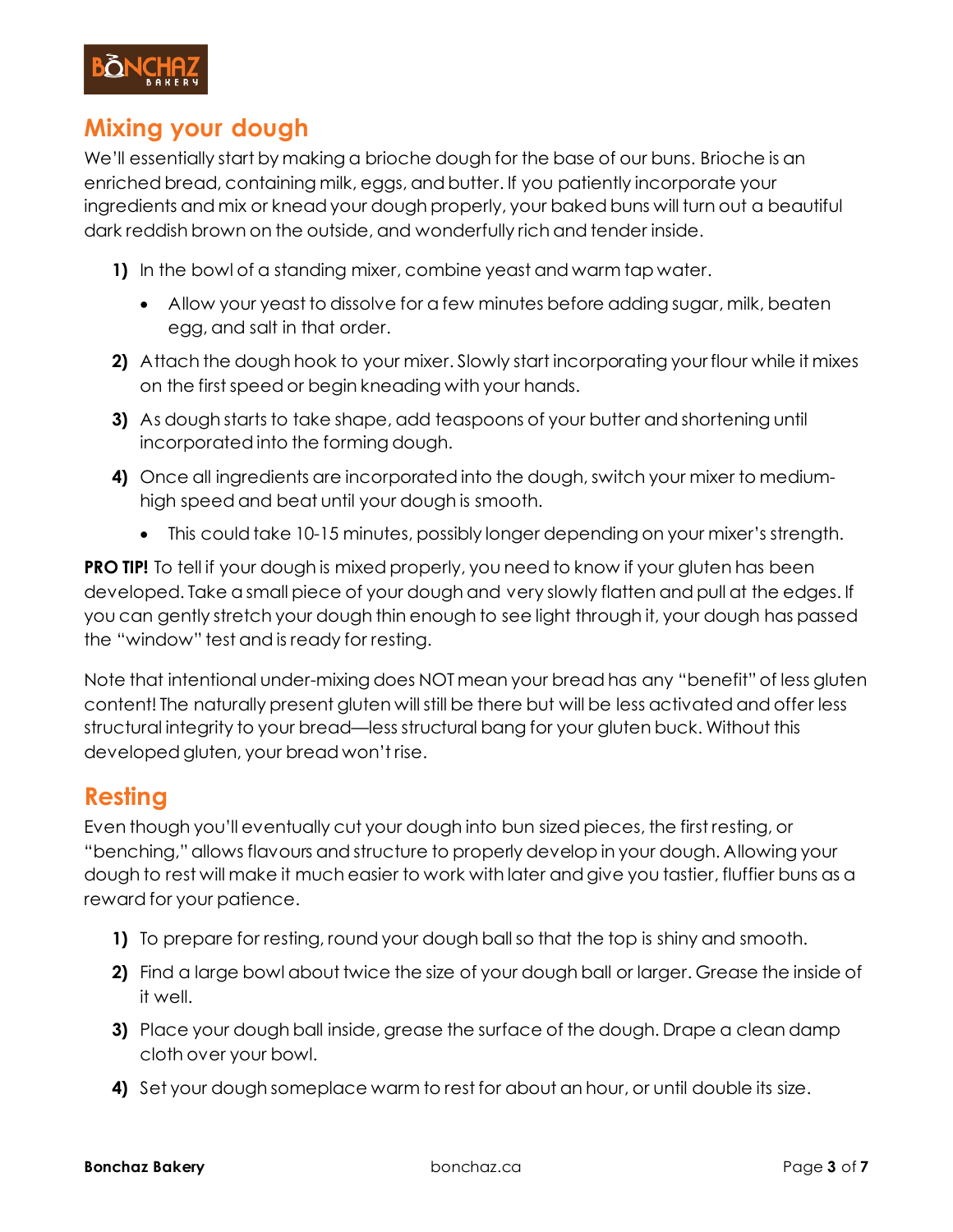## Mixing your dough

We'll essentially start by making a brioche dough for the base of our buns. Brioche is an enriched bread, containing milk, eggs, and butter. If you patiently incorporate your ingredients and mix or knead your dough properly, your baked buns will turn out a beautiful dark reddish brown on the outside, and wonderfully rich and tender inside.

1) In the bowl of a standing mixer, combine yeast and warm tap water.
    - Allow your yeast to dissolve for a few minutes before adding sugar, milk, beaten egg, and salt in that order.
2) Attach the dough hook to your mixer. Slowly start incorporating your flour while it mixes on the first speed or begin kneading with your hands.
3) As dough starts to take shape, add teaspoons of your butter and shortening until incorporated into the forming dough.
4) Once all ingredients are incorporated into the dough, switch your mixer to medium-high speed and beat until your dough is smooth.
    - This could take 10-15 minutes, possibly longer depending on your mixer's strength.

**PRO TIP!** To tell if your dough is mixed properly, you need to know if your gluten has been developed. Take a small piece of your dough and very slowly flatten and pull at the edges. If you can gently stretch your dough thin enough to see light through it, your dough has passed the "window" test and is ready for resting.

Note that intentional under-mixing does NOT mean your bread has any "benefit" of less gluten content! The naturally present gluten will still be there but will be less activated and offer less structural integrity to your bread—less structural bang for your gluten buck. Without this developed gluten, your bread won't rise.

## Resting

Even though you'll eventually cut your dough into bun sized pieces, the first resting, or "benching," allows flavours and structure to properly develop in your dough. Allowing your dough to rest will make it much easier to work with later and give you tastier, fluffier buns as a reward for your patience.

1) To prepare for resting, round your dough ball so that the top is shiny and smooth.
2) Find a large bowl about twice the size of your dough ball or larger. Grease the inside of it well.
3) Place your dough ball inside, grease the surface of the dough. Drape a clean damp cloth over your bowl.
4) Set your dough someplace warm to rest for about an hour, or until double its size.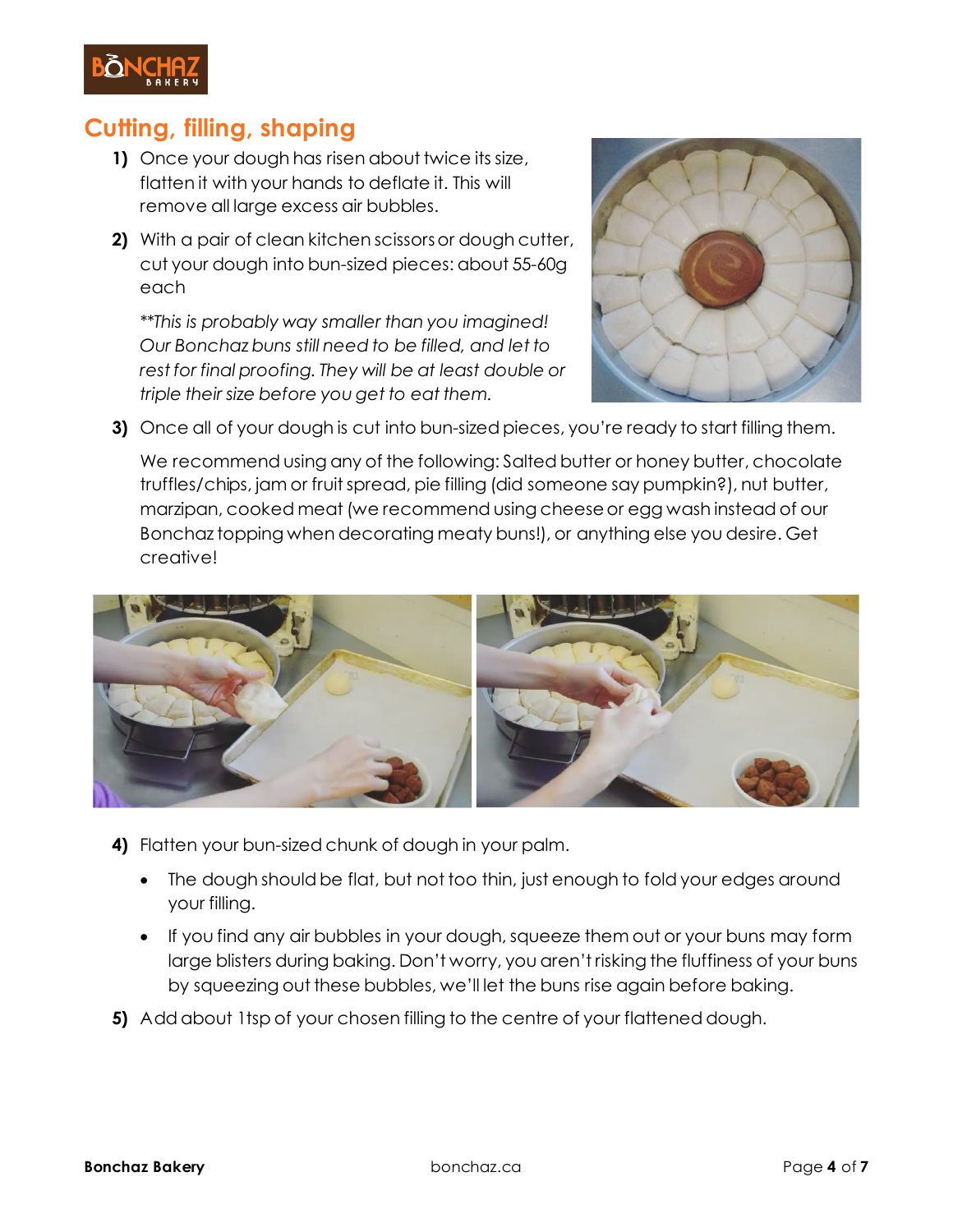## Cutting, filling, shaping

1) Once your dough has risen about twice its size, flatten it with your hands to deflate it. This will remove all large excess air bubbles.

2) With a pair of clean kitchen scissors or dough cutter, cut your dough into bun-sized pieces: about 55-60g each

   *\*\*This is probably way smaller than you imagined! Our Bonchaz buns still need to be filled, and let to rest for final proofing. They will be at least double or triple their size before you get to eat them.*

3) Once all of your dough is cut into bun-sized pieces, you're ready to start filling them.

   We recommend using any of the following: Salted butter or honey butter, chocolate truffles/chips, jam or fruit spread, pie filling (did someone say pumpkin?), nut butter, marzipan, cooked meat (we recommend using cheese or egg wash instead of our Bonchaz topping when decorating meaty buns!), or anything else you desire. Get creative!

4) Flatten your bun-sized chunk of dough in your palm.
   - The dough should be flat, but not too thin, just enough to fold your edges around your filling.
   - If you find any air bubbles in your dough, squeeze them out or your buns may form large blisters during baking. Don't worry, you aren't risking the fluffiness of your buns by squeezing out these bubbles, we'll let the buns rise again before baking.

5) Add about 1tsp of your chosen filling to the centre of your flattened dough.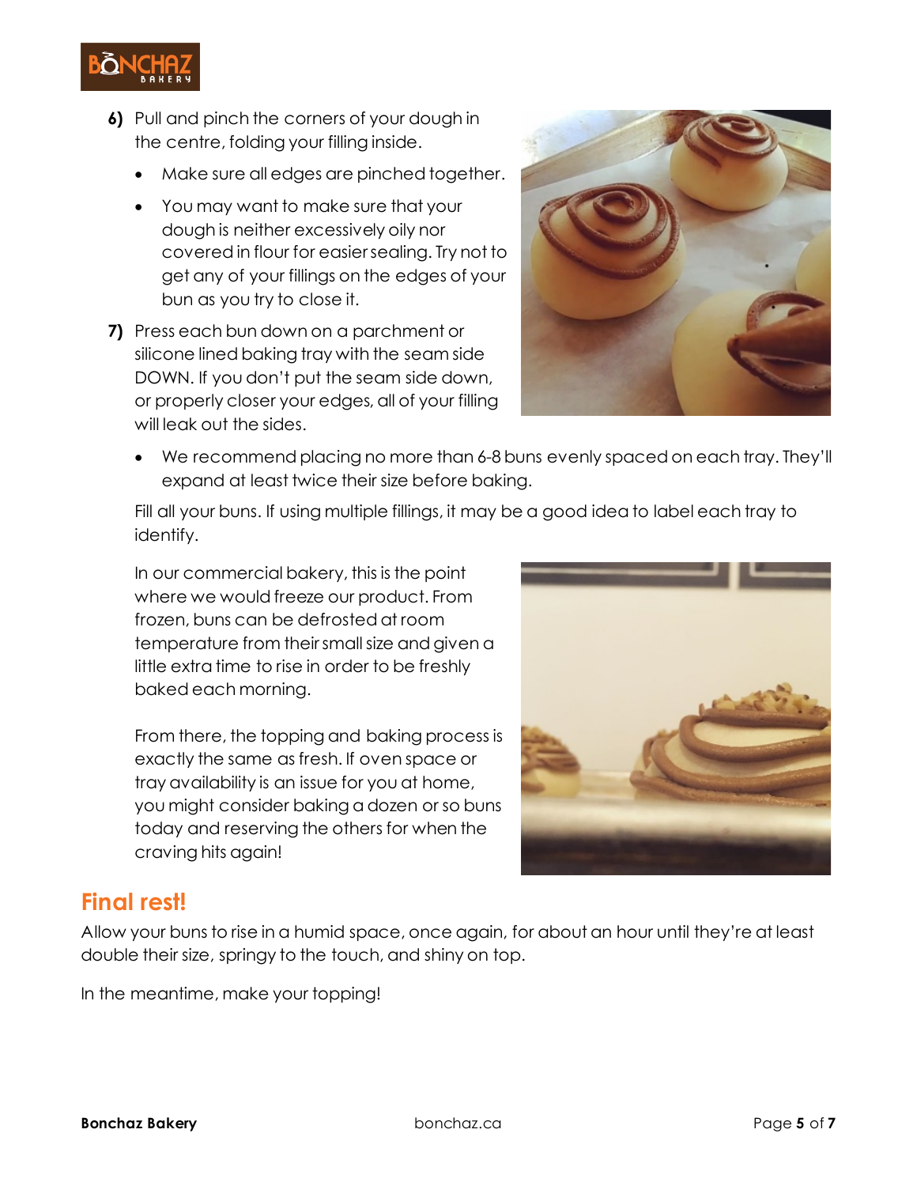6) Pull and pinch the corners of your dough in the centre, folding your filling inside.
   - Make sure all edges are pinched together.
   - You may want to make sure that your dough is neither excessively oily nor covered in flour for easier sealing. Try not to get any of your fillings on the edges of your bun as you try to close it.

7) Press each bun down on a parchment or silicone lined baking tray with the seam side DOWN. If you don't put the seam side down, or properly closer your edges, all of your filling will leak out the sides.
   - We recommend placing no more than 6-8 buns evenly spaced on each tray. They'll expand at least twice their size before baking.

   Fill all your buns. If using multiple fillings, it may be a good idea to label each tray to identify.

   In our commercial bakery, this is the point where we would freeze our product. From frozen, buns can be defrosted at room temperature from their small size and given a little extra time to rise in order to be freshly baked each morning.

   From there, the topping and baking process is exactly the same as fresh. If oven space or tray availability is an issue for you at home, you might consider baking a dozen or so buns today and reserving the others for when the craving hits again!

## Final rest!

Allow your buns to rise in a humid space, once again, for about an hour until they're at least double their size, springy to the touch, and shiny on top.

In the meantime, make your topping!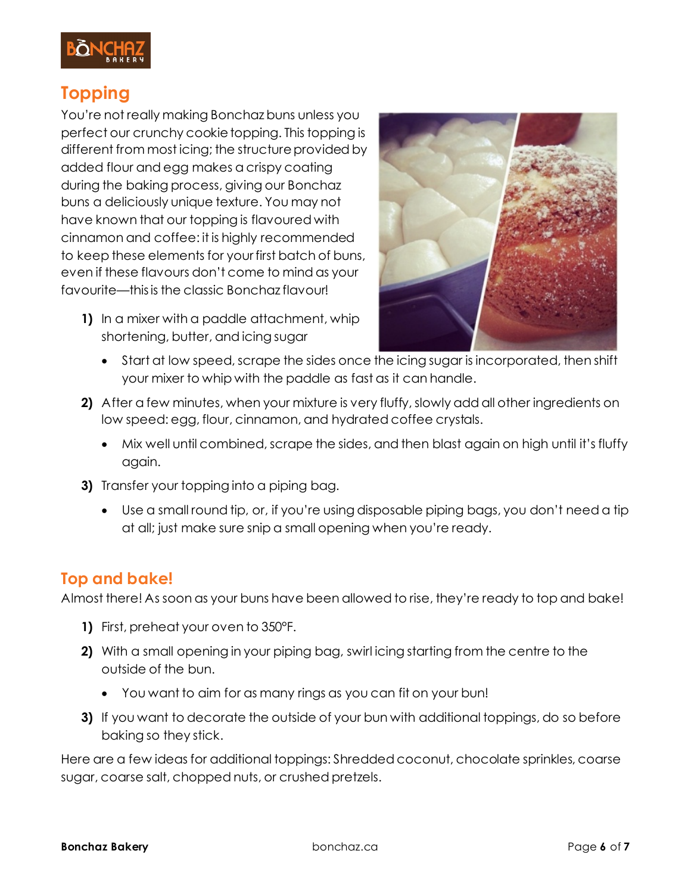## Topping

You're not really making Bonchaz buns unless you perfect our crunchy cookie topping. This topping is different from most icing; the structure provided by added flour and egg makes a crispy coating during the baking process, giving our Bonchaz buns a deliciously unique texture. You may not have known that our topping is flavoured with cinnamon and coffee: it is highly recommended to keep these elements for your first batch of buns, even if these flavours don't come to mind as your favourite—this is the classic Bonchaz flavour!

1) In a mixer with a paddle attachment, whip shortening, butter, and icing sugar
   - Start at low speed, scrape the sides once the icing sugar is incorporated, then shift your mixer to whip with the paddle as fast as it can handle.
2) After a few minutes, when your mixture is very fluffy, slowly add all other ingredients on low speed: egg, flour, cinnamon, and hydrated coffee crystals.
   - Mix well until combined, scrape the sides, and then blast again on high until it's fluffy again.
3) Transfer your topping into a piping bag.
   - Use a small round tip, or, if you're using disposable piping bags, you don't need a tip at all; just make sure snip a small opening when you're ready.

## Top and bake!

Almost there! As soon as your buns have been allowed to rise, they're ready to top and bake!

1) First, preheat your oven to 350°F.
2) With a small opening in your piping bag, swirl icing starting from the centre to the outside of the bun.
   - You want to aim for as many rings as you can fit on your bun!
3) If you want to decorate the outside of your bun with additional toppings, do so before baking so they stick.

Here are a few ideas for additional toppings: Shredded coconut, chocolate sprinkles, coarse sugar, coarse salt, chopped nuts, or crushed pretzels.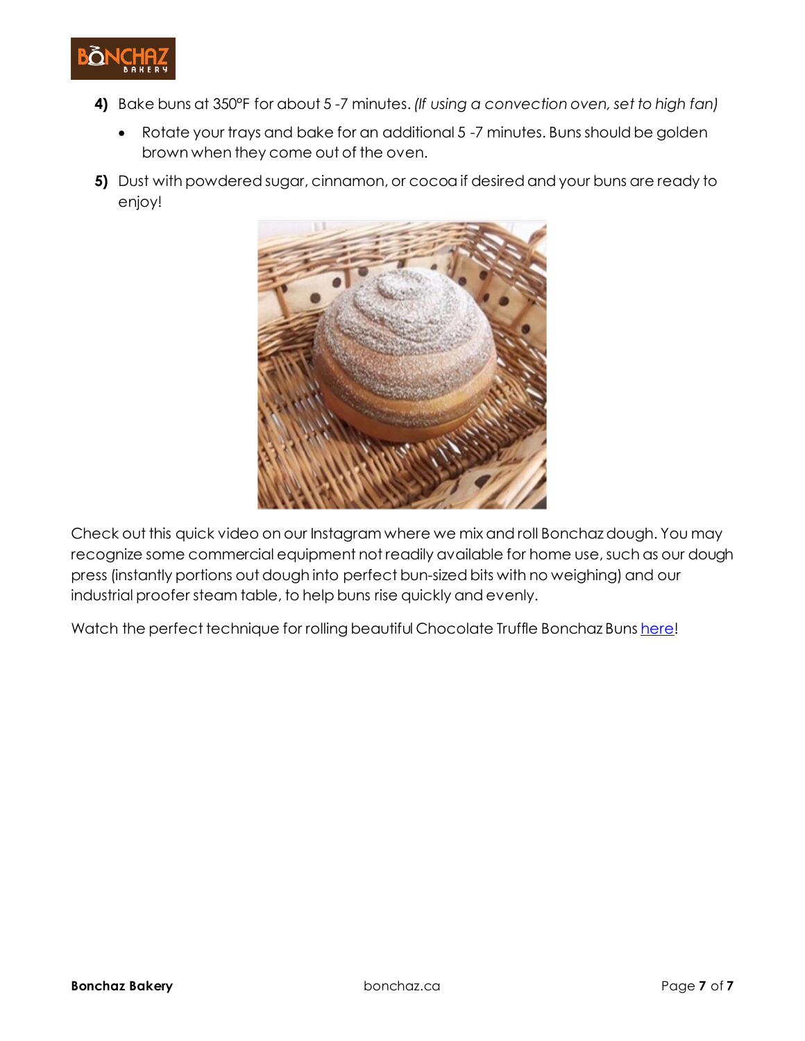4) Bake buns at 350°F for about 5 -7 minutes. *(If using a convection oven, set to high fan)*
   - Rotate your trays and bake for an additional 5 -7 minutes. Buns should be golden brown when they come out of the oven.

5) Dust with powdered sugar, cinnamon, or cocoa if desired and your buns are ready to enjoy!

Check out this quick video on our Instagram where we mix and roll Bonchaz dough. You may recognize some commercial equipment not readily available for home use, such as our dough press (instantly portions out dough into perfect bun-sized bits with no weighing) and our industrial proofer steam table, to help buns rise quickly and evenly.

Watch the perfect technique for rolling beautiful Chocolate Truffle Bonchaz Buns here!